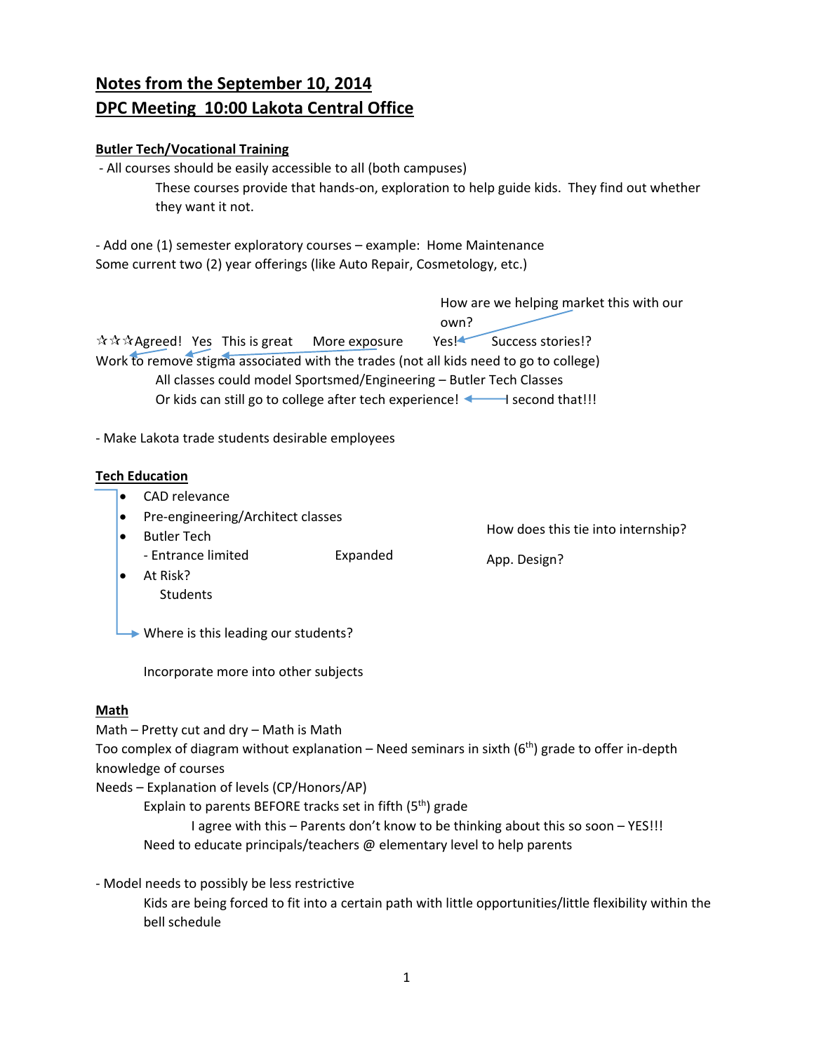# Notes from the September 10, 2014
# DPC Meeting 10:00 Lakota Central Office

## Butler Tech/Vocational Training

- All courses should be easily accessible to all (both campuses)

    These courses provide that hands-on, exploration to help guide kids. They find out whether they want it not.

- Add one (1) semester exploratory courses – example: Home Maintenance

Some current two (2) year offerings (like Auto Repair, Cosmetology, etc.)

How are we helping market this with our own?

☆☆☆Agreed! Yes This is great More exposure Yes! Success stories!?

Work to remove stigma associated with the trades (not all kids need to go to college)

    All classes could model Sportsmed/Engineering – Butler Tech Classes

    Or kids can still go to college after tech experience! ← I second that!!!

- Make Lakota trade students desirable employees

## Tech Education

- CAD relevance
- Pre-engineering/Architect classes
- Butler Tech
    - Entrance limited Expanded
- At Risk?
    Students

→ Where is this leading our students?

How does this tie into internship?

App. Design?

Incorporate more into other subjects

## Math

Math – Pretty cut and dry – Math is Math

Too complex of diagram without explanation – Need seminars in sixth (6th) grade to offer in-depth knowledge of courses

Needs – Explanation of levels (CP/Honors/AP)

    Explain to parents BEFORE tracks set in fifth (5th) grade

        I agree with this – Parents don't know to be thinking about this so soon – YES!!!

    Need to educate principals/teachers @ elementary level to help parents

- Model needs to possibly be less restrictive

    Kids are being forced to fit into a certain path with little opportunities/little flexibility within the bell schedule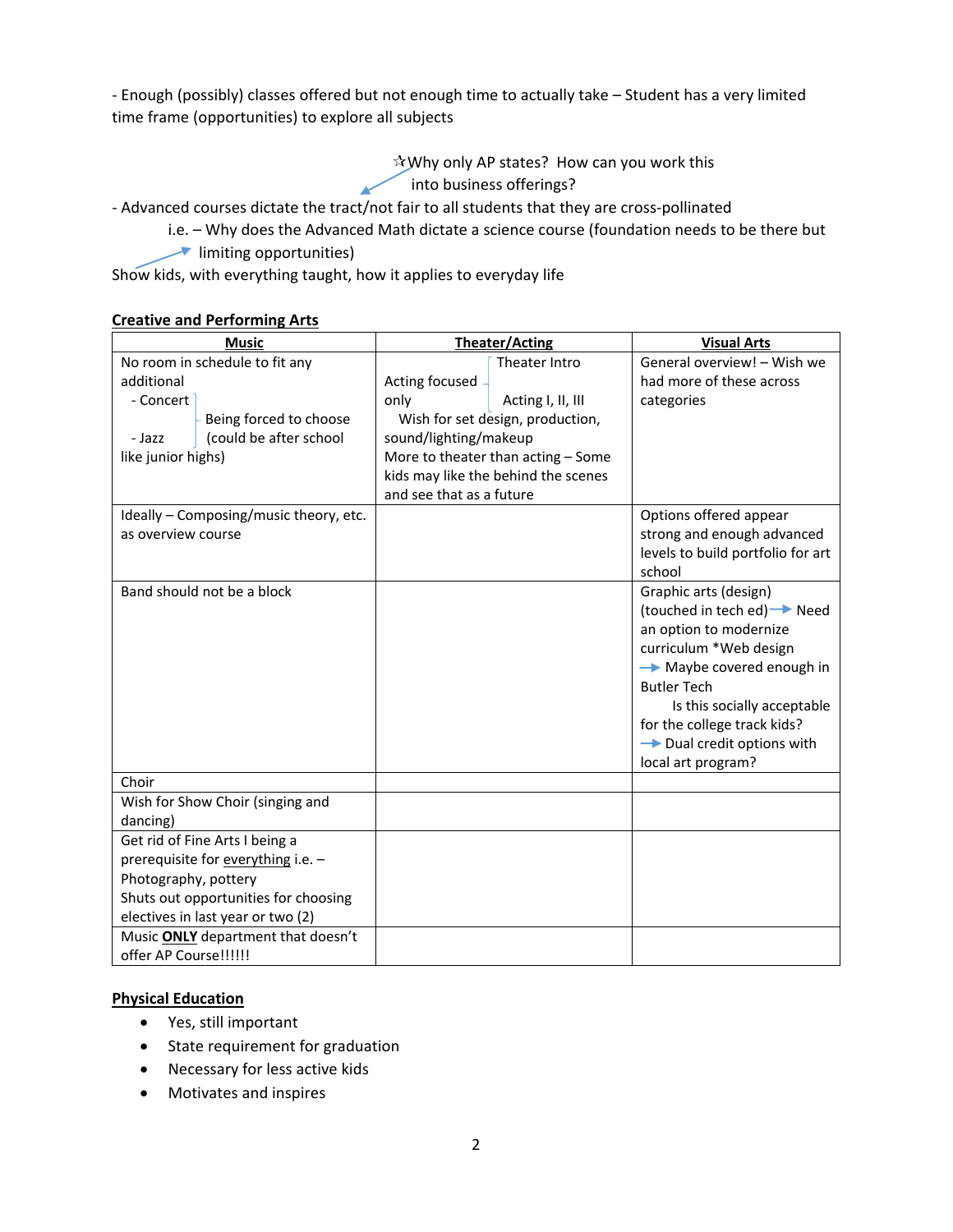- Enough (possibly) classes offered but not enough time to actually take – Student has a very limited time frame (opportunities) to explore all subjects

☆Why only AP states? How can you work this into business offerings?

- Advanced courses dictate the tract/not fair to all students that they are cross-pollinated
  - i.e. – Why does the Advanced Math dictate a science course (foundation needs to be there but limiting opportunities)

Show kids, with everything taught, how it applies to everyday life

**Creative and Performing Arts**

| Music | Theater/Acting | Visual Arts |
|---|---|---|
| No room in schedule to fit any additional - Concert - Jazz — Being forced to choose (could be after school like junior highs) | Acting focused only — Theater Intro, Acting I, II, III. Wish for set design, production, sound/lighting/makeup. More to theater than acting – Some kids may like the behind the scenes and see that as a future | General overview! – Wish we had more of these across categories |
| Ideally – Composing/music theory, etc. as overview course | | Options offered appear strong and enough advanced levels to build portfolio for art school |
| Band should not be a block | | Graphic arts (design) (touched in tech ed) → Need an option to modernize curriculum *Web design → Maybe covered enough in Butler Tech. Is this socially acceptable for the college track kids? → Dual credit options with local art program? |
| Choir | | |
| Wish for Show Choir (singing and dancing) | | |
| Get rid of Fine Arts I being a prerequisite for <u>everything</u> i.e. – Photography, pottery. Shuts out opportunities for choosing electives in last year or two (2) | | |
| Music **<u>ONLY</u>** department that doesn't offer AP Course!!!!!! | | |

**Physical Education**

- Yes, still important
- State requirement for graduation
- Necessary for less active kids
- Motivates and inspires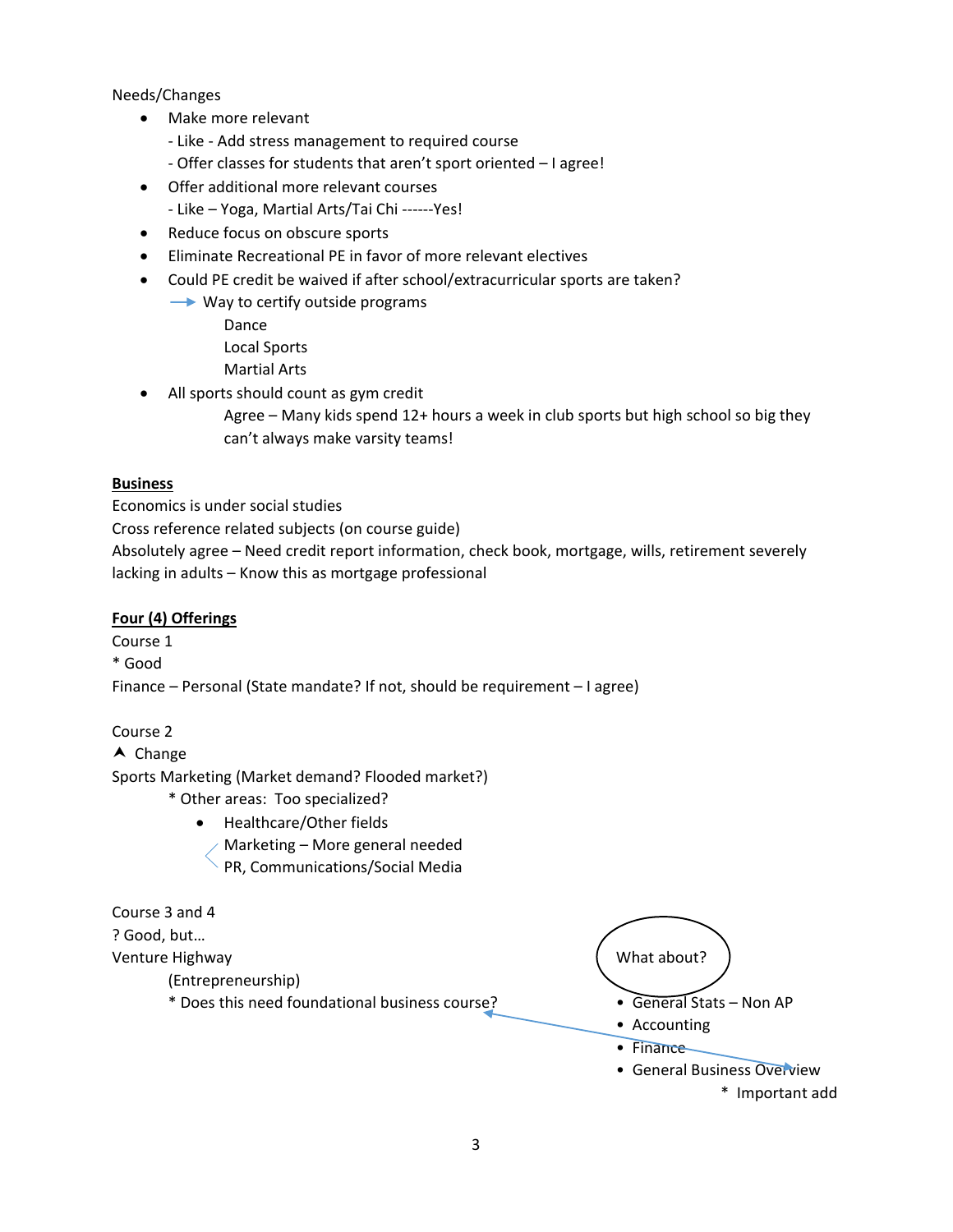Needs/Changes

- Make more relevant
  - Like - Add stress management to required course
  - Offer classes for students that aren't sport oriented – I agree!
- Offer additional more relevant courses
  - Like – Yoga, Martial Arts/Tai Chi ------Yes!
- Reduce focus on obscure sports
- Eliminate Recreational PE in favor of more relevant electives
- Could PE credit be waived if after school/extracurricular sports are taken?

  → Way to certify outside programs

  Dance

  Local Sports

  Martial Arts
- All sports should count as gym credit

  Agree – Many kids spend 12+ hours a week in club sports but high school so big they can't always make varsity teams!

**Business**

Economics is under social studies

Cross reference related subjects (on course guide)

Absolutely agree – Need credit report information, check book, mortgage, wills, retirement severely lacking in adults – Know this as mortgage professional

**Four (4) Offerings**

Course 1

* Good

Finance – Personal (State mandate? If not, should be requirement – I agree)

Course 2

^ Change

Sports Marketing (Market demand? Flooded market?)

* Other areas: Too specialized?

- Healthcare/Other fields

  Marketing – More general needed

  PR, Communications/Social Media

Course 3 and 4

? Good, but…

Venture Highway

(Entrepreneurship)

* Does this need foundational business course?

What about?

- General Stats – Non AP
- Accounting
- Finance
- General Business Overview

  * Important add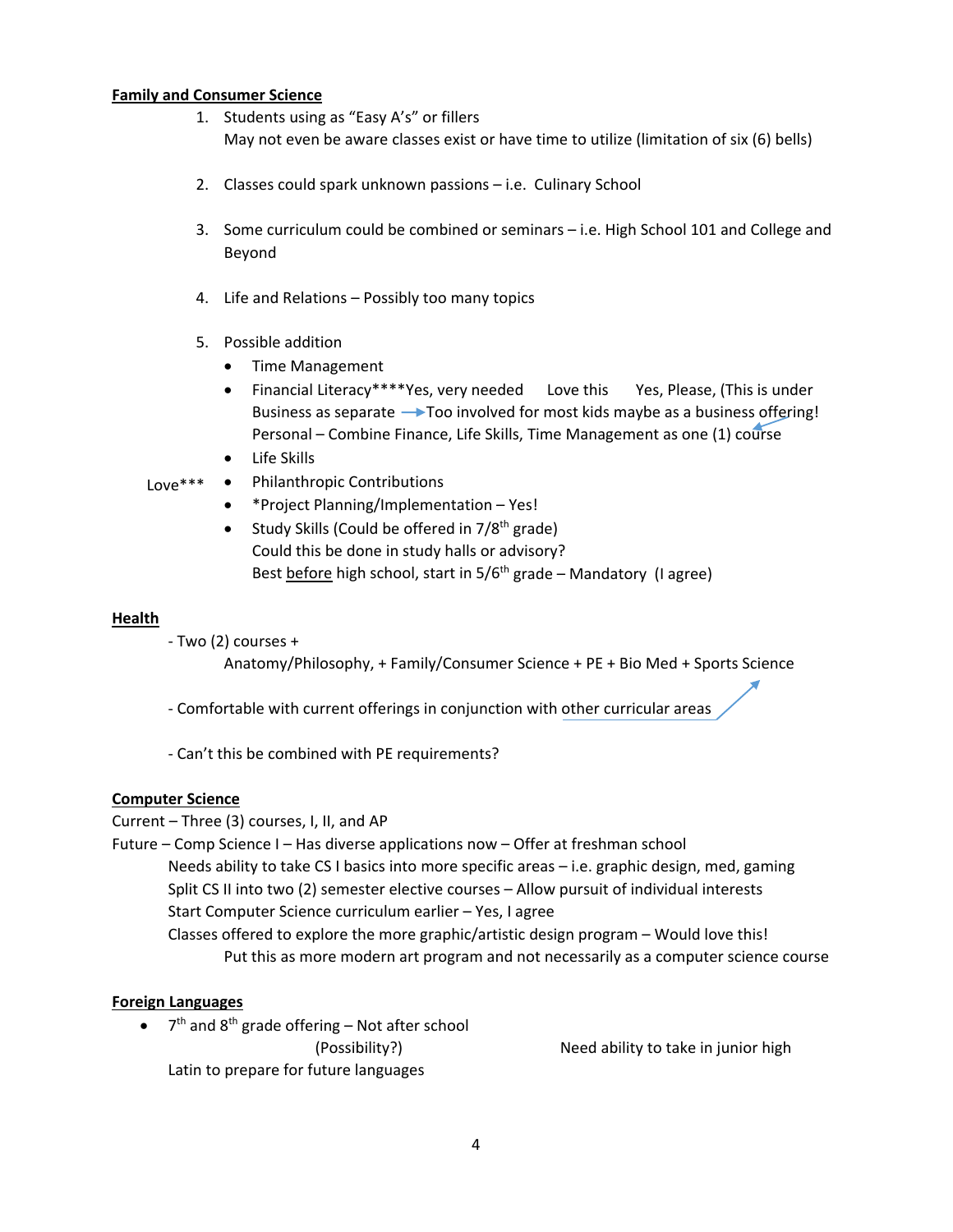**Family and Consumer Science**

1. Students using as "Easy A's" or fillers
   May not even be aware classes exist or have time to utilize (limitation of six (6) bells)

2. Classes could spark unknown passions – i.e. Culinary School

3. Some curriculum could be combined or seminars – i.e. High School 101 and College and Beyond

4. Life and Relations – Possibly too many topics

5. Possible addition
   - Time Management
   - Financial Literacy****Yes, very needed Love this Yes, Please, (This is under Business as separate → Too involved for most kids maybe as a business offering!
     Personal – Combine Finance, Life Skills, Time Management as one (1) course
   - Life Skills
   - Philanthropic Contributions (Love***)
   - *Project Planning/Implementation – Yes!
   - Study Skills (Could be offered in 7/8th grade)
     Could this be done in study halls or advisory?
     Best before high school, start in 5/6th grade – Mandatory (I agree)

**Health**

- Two (2) courses +
  Anatomy/Philosophy, + Family/Consumer Science + PE + Bio Med + Sports Science
- Comfortable with current offerings in conjunction with other curricular areas
- Can't this be combined with PE requirements?

**Computer Science**

Current – Three (3) courses, I, II, and AP

Future – Comp Science I – Has diverse applications now – Offer at freshman school

Needs ability to take CS I basics into more specific areas – i.e. graphic design, med, gaming

Split CS II into two (2) semester elective courses – Allow pursuit of individual interests

Start Computer Science curriculum earlier – Yes, I agree

Classes offered to explore the more graphic/artistic design program – Would love this!

Put this as more modern art program and not necessarily as a computer science course

**Foreign Languages**

- 7th and 8th grade offering – Not after school
  (Possibility?) Need ability to take in junior high
  Latin to prepare for future languages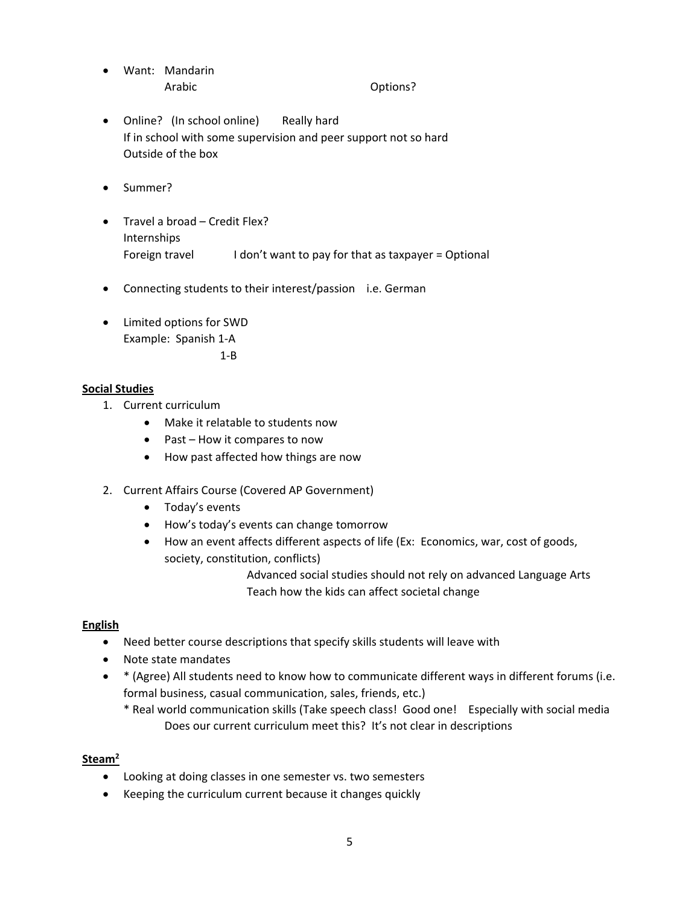- Want: Mandarin
  Arabic Options?

- Online? (In school online) Really hard
  If in school with some supervision and peer support not so hard
  Outside of the box

- Summer?

- Travel a broad – Credit Flex?
  Internships
  Foreign travel I don't want to pay for that as taxpayer = Optional

- Connecting students to their interest/passion i.e. German

- Limited options for SWD
  Example: Spanish 1-A
  1-B

**Social Studies**

1. Current curriculum
   - Make it relatable to students now
   - Past – How it compares to now
   - How past affected how things are now

2. Current Affairs Course (Covered AP Government)
   - Today's events
   - How's today's events can change tomorrow
   - How an event affects different aspects of life (Ex: Economics, war, cost of goods, society, constitution, conflicts)

     Advanced social studies should not rely on advanced Language Arts
     Teach how the kids can affect societal change

**English**

- Need better course descriptions that specify skills students will leave with
- Note state mandates
- * (Agree) All students need to know how to communicate different ways in different forums (i.e. formal business, casual communication, sales, friends, etc.)
  * Real world communication skills (Take speech class! Good one! Especially with social media
  Does our current curriculum meet this? It's not clear in descriptions

**Steam$^2$**

- Looking at doing classes in one semester vs. two semesters
- Keeping the curriculum current because it changes quickly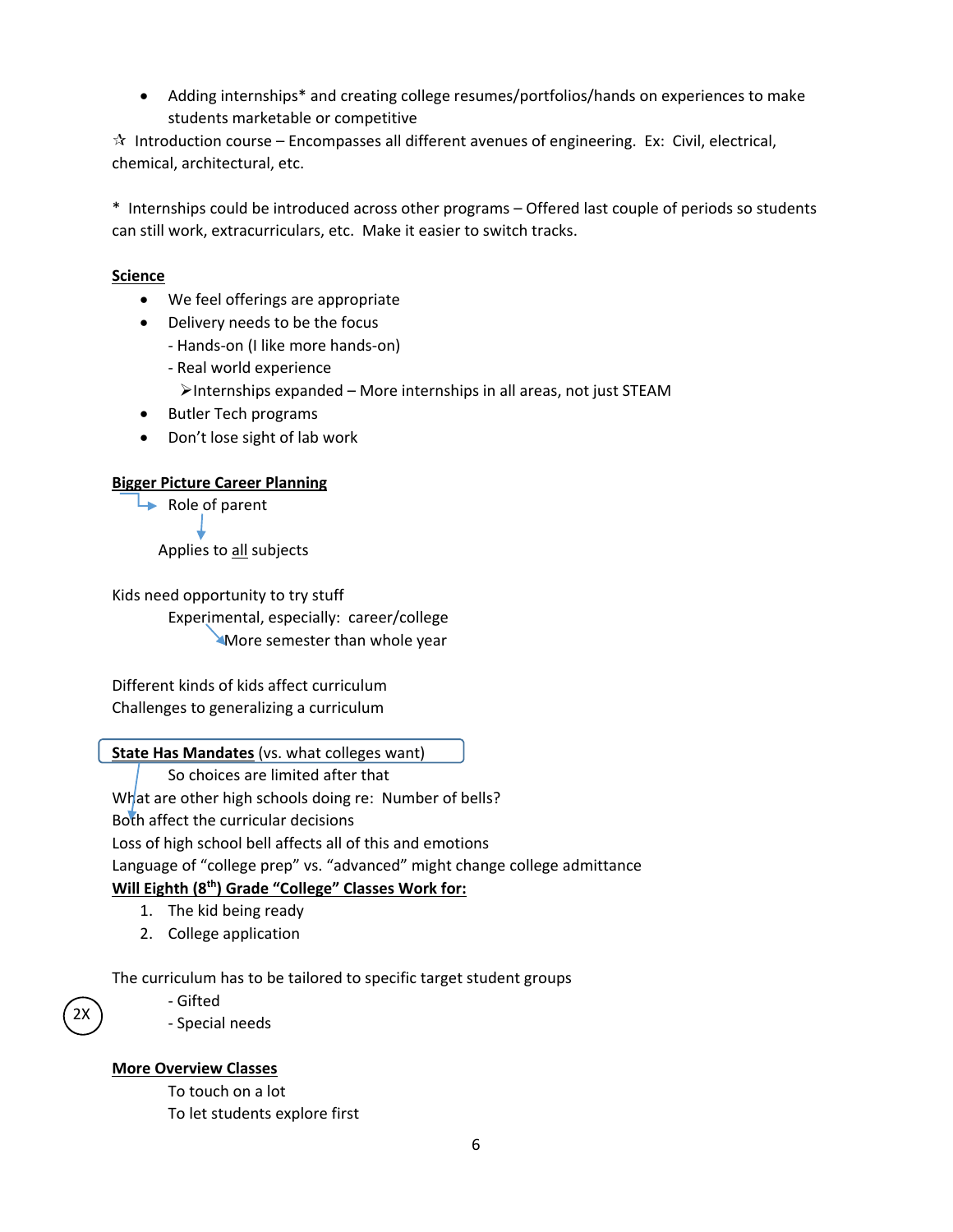- Adding internships* and creating college resumes/portfolios/hands on experiences to make students marketable or competitive

☆ Introduction course – Encompasses all different avenues of engineering. Ex: Civil, electrical, chemical, architectural, etc.

* Internships could be introduced across other programs – Offered last couple of periods so students can still work, extracurriculars, etc. Make it easier to switch tracks.

**Science**

- We feel offerings are appropriate
- Delivery needs to be the focus
  - Hands-on (I like more hands-on)
  - Real world experience
    - ➢Internships expanded – More internships in all areas, not just STEAM
- Butler Tech programs
- Don't lose sight of lab work

**Bigger Picture Career Planning**

→ Role of parent

↓

Applies to all subjects

Kids need opportunity to try stuff

Experimental, especially: career/college

→ More semester than whole year

Different kinds of kids affect curriculum

Challenges to generalizing a curriculum

**State Has Mandates** (vs. what colleges want)

So choices are limited after that

What are other high schools doing re: Number of bells?

Both affect the curricular decisions

Loss of high school bell affects all of this and emotions

Language of "college prep" vs. "advanced" might change college admittance

**Will Eighth (8th) Grade "College" Classes Work for:**

1. The kid being ready
2. College application

The curriculum has to be tailored to specific target student groups

(2X)

- Gifted
- Special needs

**More Overview Classes**

To touch on a lot

To let students explore first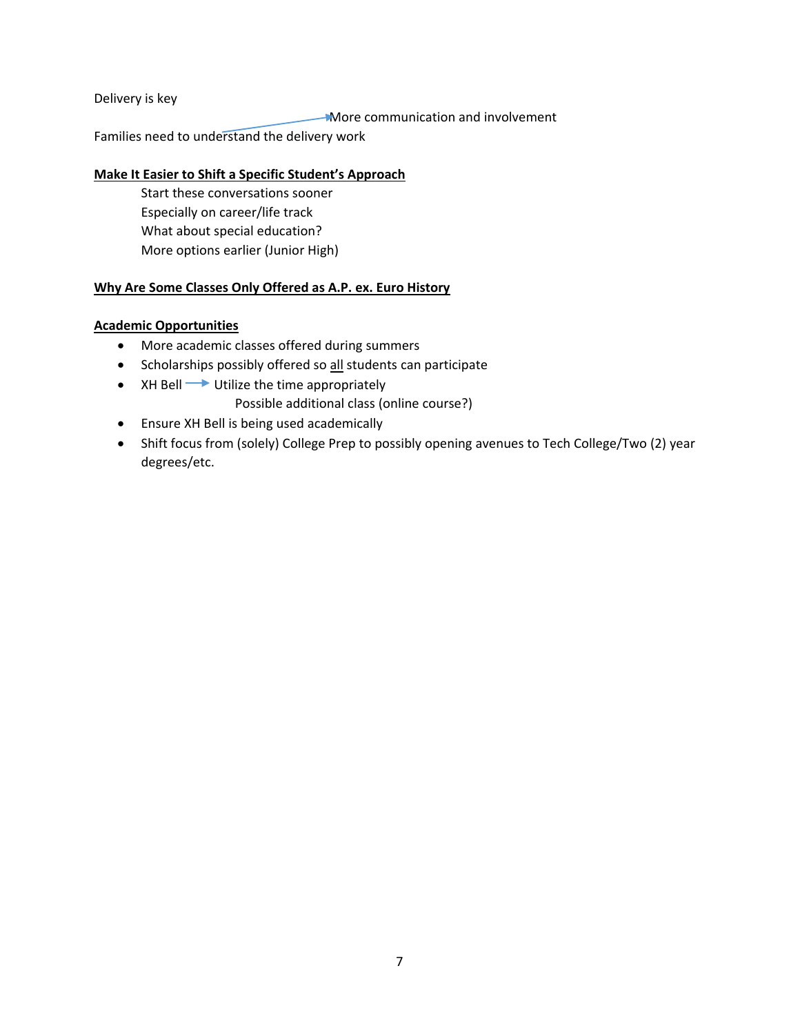Delivery is key

Families need to understand the delivery work → More communication and involvement

**<u>Make It Easier to Shift a Specific Student's Approach</u>**

Start these conversations sooner
Especially on career/life track
What about special education?
More options earlier (Junior High)

**<u>Why Are Some Classes Only Offered as A.P. ex. Euro History</u>**

**<u>Academic Opportunities</u>**

- More academic classes offered during summers
- Scholarships possibly offered so <u>all</u> students can participate
- XH Bell → Utilize the time appropriately
  Possible additional class (online course?)
- Ensure XH Bell is being used academically
- Shift focus from (solely) College Prep to possibly opening avenues to Tech College/Two (2) year degrees/etc.